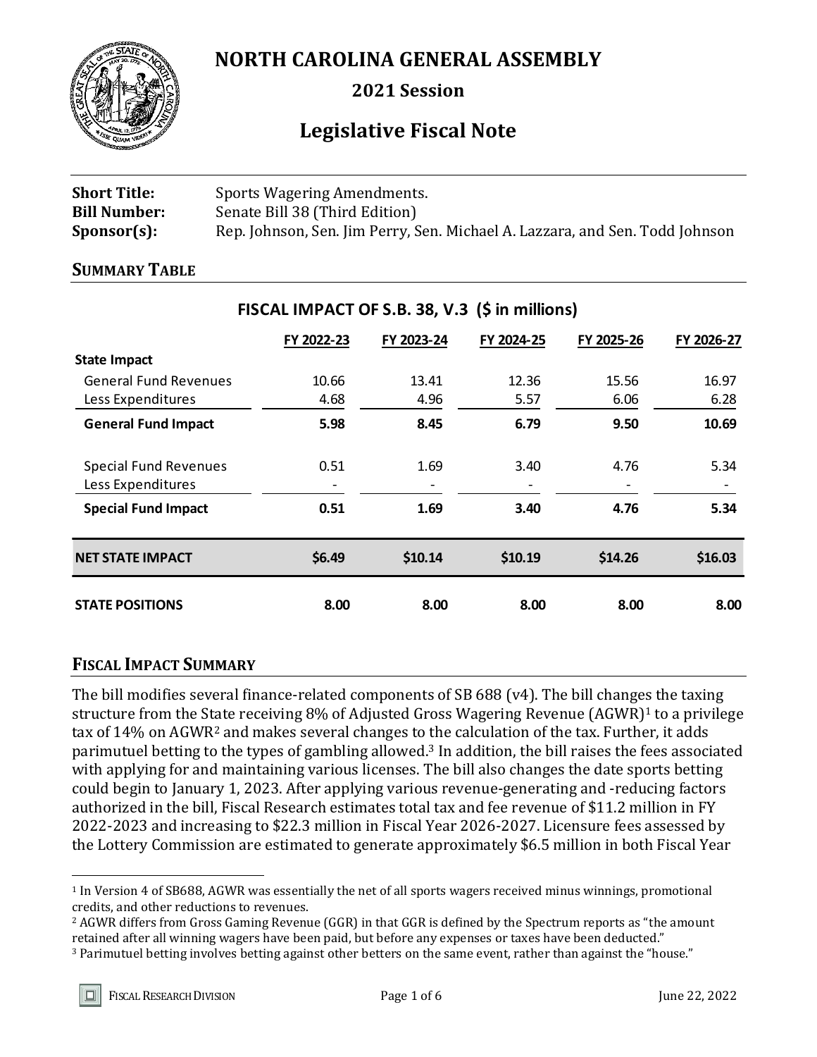# NORTH CAROLINA GENERAL ASSEMBLY

## 2021 Session

## Legislative Fiscal Note

**Short Title:** Sports Wagering Amendments.
**Bill Number:** Senate Bill 38 (Third Edition)
**Sponsor(s):** Rep. Johnson, Sen. Jim Perry, Sen. Michael A. Lazzara, and Sen. Todd Johnson

### SUMMARY TABLE

**FISCAL IMPACT OF S.B. 38, V.3 ($ in millions)**

| | FY 2022-23 | FY 2023-24 | FY 2024-25 | FY 2025-26 | FY 2026-27 |
|---|---|---|---|---|---|
| **State Impact** | | | | | |
| General Fund Revenues | 10.66 | 13.41 | 12.36 | 15.56 | 16.97 |
| Less Expenditures | 4.68 | 4.96 | 5.57 | 6.06 | 6.28 |
| **General Fund Impact** | **5.98** | **8.45** | **6.79** | **9.50** | **10.69** |
| Special Fund Revenues | 0.51 | 1.69 | 3.40 | 4.76 | 5.34 |
| Less Expenditures | - | - | - | - | - |
| **Special Fund Impact** | **0.51** | **1.69** | **3.40** | **4.76** | **5.34** |
| **NET STATE IMPACT** | **$6.49** | **$10.14** | **$10.19** | **$14.26** | **$16.03** |
| **STATE POSITIONS** | **8.00** | **8.00** | **8.00** | **8.00** | **8.00** |

### FISCAL IMPACT SUMMARY

The bill modifies several finance-related components of SB 688 (v4). The bill changes the taxing structure from the State receiving 8% of Adjusted Gross Wagering Revenue (AGWR)[1] to a privilege tax of 14% on AGWR[2] and makes several changes to the calculation of the tax. Further, it adds parimutuel betting to the types of gambling allowed.[3] In addition, the bill raises the fees associated with applying for and maintaining various licenses. The bill also changes the date sports betting could begin to January 1, 2023. After applying various revenue-generating and -reducing factors authorized in the bill, Fiscal Research estimates total tax and fee revenue of $11.2 million in FY 2022-2023 and increasing to $22.3 million in Fiscal Year 2026-2027. Licensure fees assessed by the Lottery Commission are estimated to generate approximately $6.5 million in both Fiscal Year

---

[1] In Version 4 of SB688, AGWR was essentially the net of all sports wagers received minus winnings, promotional credits, and other reductions to revenues.

[2] AGWR differs from Gross Gaming Revenue (GGR) in that GGR is defined by the Spectrum reports as "the amount retained after all winning wagers have been paid, but before any expenses or taxes have been deducted."

[3] Parimutuel betting involves betting against other betters on the same event, rather than against the "house."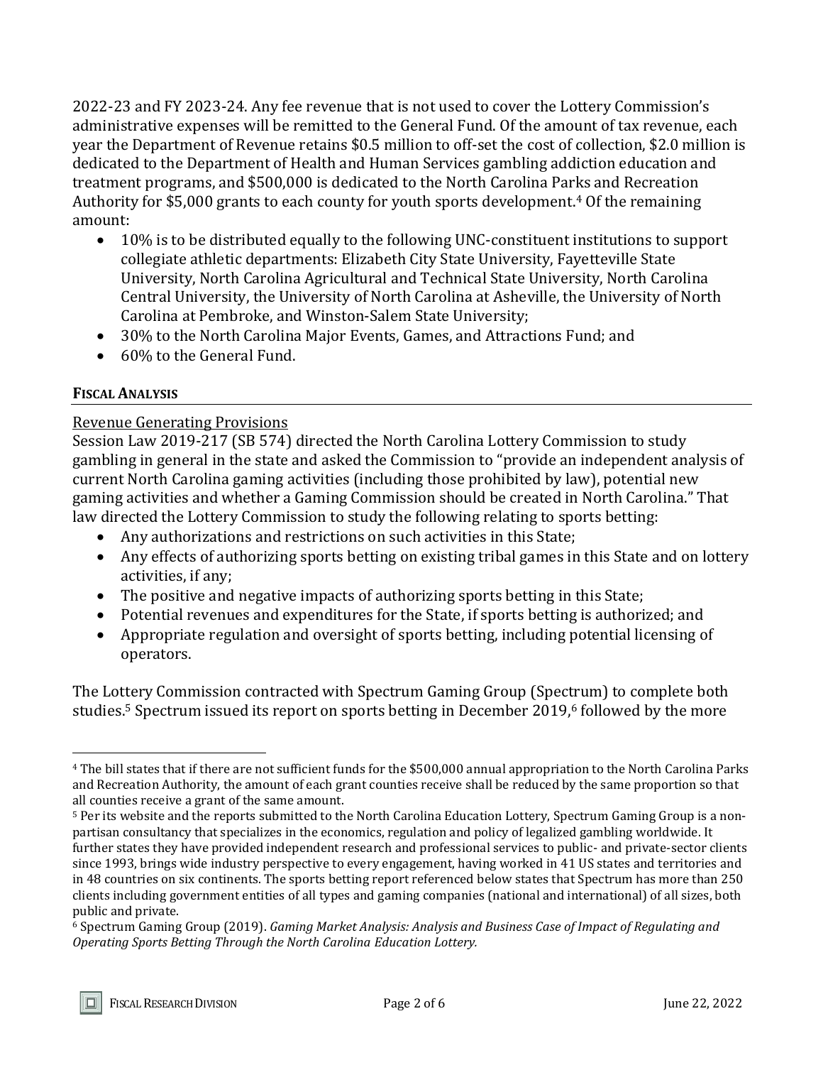2022-23 and FY 2023-24. Any fee revenue that is not used to cover the Lottery Commission's administrative expenses will be remitted to the General Fund. Of the amount of tax revenue, each year the Department of Revenue retains $0.5 million to off-set the cost of collection, $2.0 million is dedicated to the Department of Health and Human Services gambling addiction education and treatment programs, and $500,000 is dedicated to the North Carolina Parks and Recreation Authority for $5,000 grants to each county for youth sports development.[4] Of the remaining amount:

- 10% is to be distributed equally to the following UNC-constituent institutions to support collegiate athletic departments: Elizabeth City State University, Fayetteville State University, North Carolina Agricultural and Technical State University, North Carolina Central University, the University of North Carolina at Asheville, the University of North Carolina at Pembroke, and Winston-Salem State University;
- 30% to the North Carolina Major Events, Games, and Attractions Fund; and
- 60% to the General Fund.

## FISCAL ANALYSIS

Revenue Generating Provisions

Session Law 2019-217 (SB 574) directed the North Carolina Lottery Commission to study gambling in general in the state and asked the Commission to "provide an independent analysis of current North Carolina gaming activities (including those prohibited by law), potential new gaming activities and whether a Gaming Commission should be created in North Carolina." That law directed the Lottery Commission to study the following relating to sports betting:

- Any authorizations and restrictions on such activities in this State;
- Any effects of authorizing sports betting on existing tribal games in this State and on lottery activities, if any;
- The positive and negative impacts of authorizing sports betting in this State;
- Potential revenues and expenditures for the State, if sports betting is authorized; and
- Appropriate regulation and oversight of sports betting, including potential licensing of operators.

The Lottery Commission contracted with Spectrum Gaming Group (Spectrum) to complete both studies.[5] Spectrum issued its report on sports betting in December 2019,[6] followed by the more

---

[4] The bill states that if there are not sufficient funds for the $500,000 annual appropriation to the North Carolina Parks and Recreation Authority, the amount of each grant counties receive shall be reduced by the same proportion so that all counties receive a grant of the same amount.

[5] Per its website and the reports submitted to the North Carolina Education Lottery, Spectrum Gaming Group is a non-partisan consultancy that specializes in the economics, regulation and policy of legalized gambling worldwide. It further states they have provided independent research and professional services to public- and private-sector clients since 1993, brings wide industry perspective to every engagement, having worked in 41 US states and territories and in 48 countries on six continents. The sports betting report referenced below states that Spectrum has more than 250 clients including government entities of all types and gaming companies (national and international) of all sizes, both public and private.

[6] Spectrum Gaming Group (2019). *Gaming Market Analysis: Analysis and Business Case of Impact of Regulating and Operating Sports Betting Through the North Carolina Education Lottery.*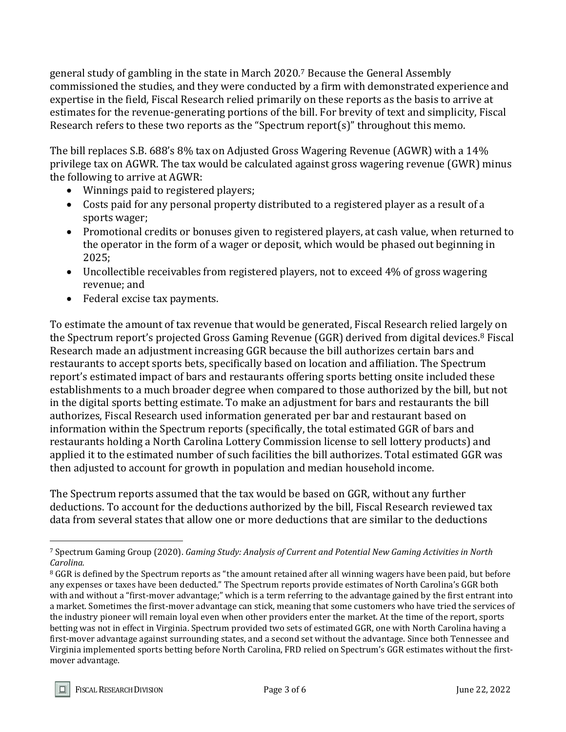general study of gambling in the state in March 2020.[7] Because the General Assembly commissioned the studies, and they were conducted by a firm with demonstrated experience and expertise in the field, Fiscal Research relied primarily on these reports as the basis to arrive at estimates for the revenue-generating portions of the bill. For brevity of text and simplicity, Fiscal Research refers to these two reports as the "Spectrum report(s)" throughout this memo.

The bill replaces S.B. 688's 8% tax on Adjusted Gross Wagering Revenue (AGWR) with a 14% privilege tax on AGWR. The tax would be calculated against gross wagering revenue (GWR) minus the following to arrive at AGWR:

- Winnings paid to registered players;
- Costs paid for any personal property distributed to a registered player as a result of a sports wager;
- Promotional credits or bonuses given to registered players, at cash value, when returned to the operator in the form of a wager or deposit, which would be phased out beginning in 2025;
- Uncollectible receivables from registered players, not to exceed 4% of gross wagering revenue; and
- Federal excise tax payments.

To estimate the amount of tax revenue that would be generated, Fiscal Research relied largely on the Spectrum report's projected Gross Gaming Revenue (GGR) derived from digital devices.[8] Fiscal Research made an adjustment increasing GGR because the bill authorizes certain bars and restaurants to accept sports bets, specifically based on location and affiliation. The Spectrum report's estimated impact of bars and restaurants offering sports betting onsite included these establishments to a much broader degree when compared to those authorized by the bill, but not in the digital sports betting estimate. To make an adjustment for bars and restaurants the bill authorizes, Fiscal Research used information generated per bar and restaurant based on information within the Spectrum reports (specifically, the total estimated GGR of bars and restaurants holding a North Carolina Lottery Commission license to sell lottery products) and applied it to the estimated number of such facilities the bill authorizes. Total estimated GGR was then adjusted to account for growth in population and median household income.

The Spectrum reports assumed that the tax would be based on GGR, without any further deductions. To account for the deductions authorized by the bill, Fiscal Research reviewed tax data from several states that allow one or more deductions that are similar to the deductions

---

[7] Spectrum Gaming Group (2020). *Gaming Study: Analysis of Current and Potential New Gaming Activities in North Carolina.*

[8] GGR is defined by the Spectrum reports as "the amount retained after all winning wagers have been paid, but before any expenses or taxes have been deducted." The Spectrum reports provide estimates of North Carolina's GGR both with and without a "first-mover advantage;" which is a term referring to the advantage gained by the first entrant into a market. Sometimes the first-mover advantage can stick, meaning that some customers who have tried the services of the industry pioneer will remain loyal even when other providers enter the market. At the time of the report, sports betting was not in effect in Virginia. Spectrum provided two sets of estimated GGR, one with North Carolina having a first-mover advantage against surrounding states, and a second set without the advantage. Since both Tennessee and Virginia implemented sports betting before North Carolina, FRD relied on Spectrum's GGR estimates without the first-mover advantage.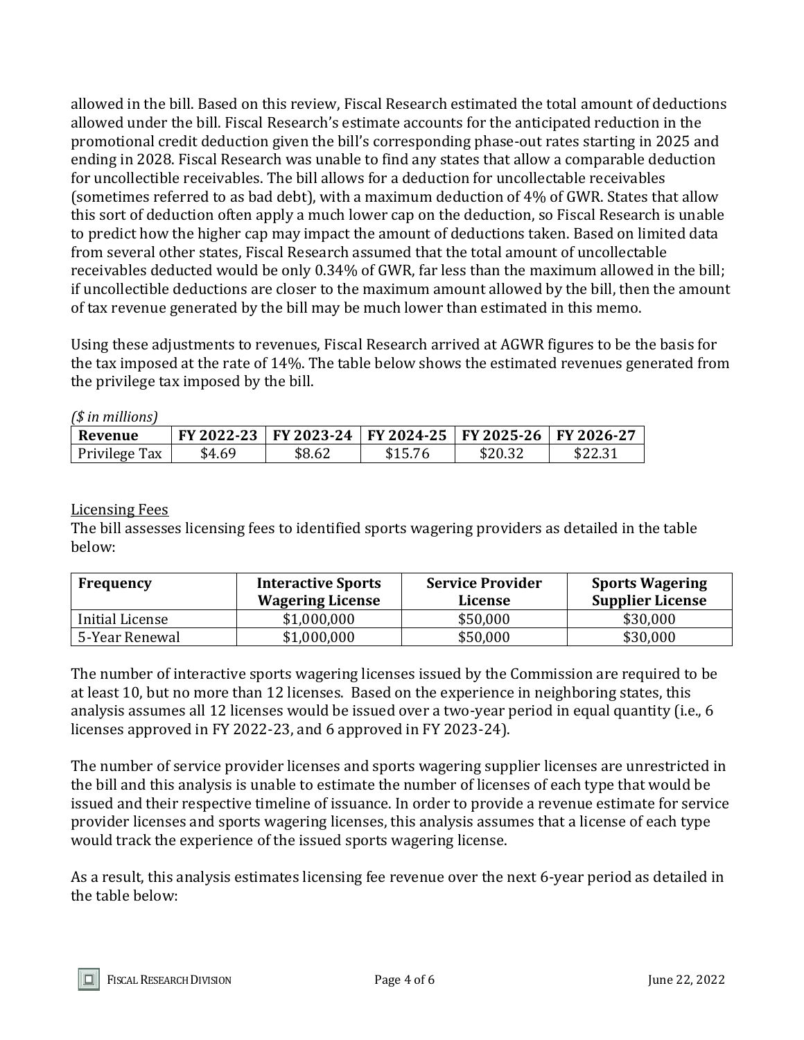allowed in the bill. Based on this review, Fiscal Research estimated the total amount of deductions allowed under the bill. Fiscal Research's estimate accounts for the anticipated reduction in the promotional credit deduction given the bill's corresponding phase-out rates starting in 2025 and ending in 2028. Fiscal Research was unable to find any states that allow a comparable deduction for uncollectible receivables. The bill allows for a deduction for uncollectable receivables (sometimes referred to as bad debt), with a maximum deduction of 4% of GWR. States that allow this sort of deduction often apply a much lower cap on the deduction, so Fiscal Research is unable to predict how the higher cap may impact the amount of deductions taken. Based on limited data from several other states, Fiscal Research assumed that the total amount of uncollectable receivables deducted would be only 0.34% of GWR, far less than the maximum allowed in the bill; if uncollectible deductions are closer to the maximum amount allowed by the bill, then the amount of tax revenue generated by the bill may be much lower than estimated in this memo.

Using these adjustments to revenues, Fiscal Research arrived at AGWR figures to be the basis for the tax imposed at the rate of 14%. The table below shows the estimated revenues generated from the privilege tax imposed by the bill.

*($ in millions)*

| Revenue | FY 2022-23 | FY 2023-24 | FY 2024-25 | FY 2025-26 | FY 2026-27 |
|---|---|---|---|---|---|
| Privilege Tax | $4.69 | $8.62 | $15.76 | $20.32 | $22.31 |

Licensing Fees

The bill assesses licensing fees to identified sports wagering providers as detailed in the table below:

| Frequency | Interactive Sports Wagering License | Service Provider License | Sports Wagering Supplier License |
|---|---|---|---|
| Initial License | $1,000,000 | $50,000 | $30,000 |
| 5-Year Renewal | $1,000,000 | $50,000 | $30,000 |

The number of interactive sports wagering licenses issued by the Commission are required to be at least 10, but no more than 12 licenses. Based on the experience in neighboring states, this analysis assumes all 12 licenses would be issued over a two-year period in equal quantity (i.e., 6 licenses approved in FY 2022-23, and 6 approved in FY 2023-24).

The number of service provider licenses and sports wagering supplier licenses are unrestricted in the bill and this analysis is unable to estimate the number of licenses of each type that would be issued and their respective timeline of issuance. In order to provide a revenue estimate for service provider licenses and sports wagering licenses, this analysis assumes that a license of each type would track the experience of the issued sports wagering license.

As a result, this analysis estimates licensing fee revenue over the next 6-year period as detailed in the table below: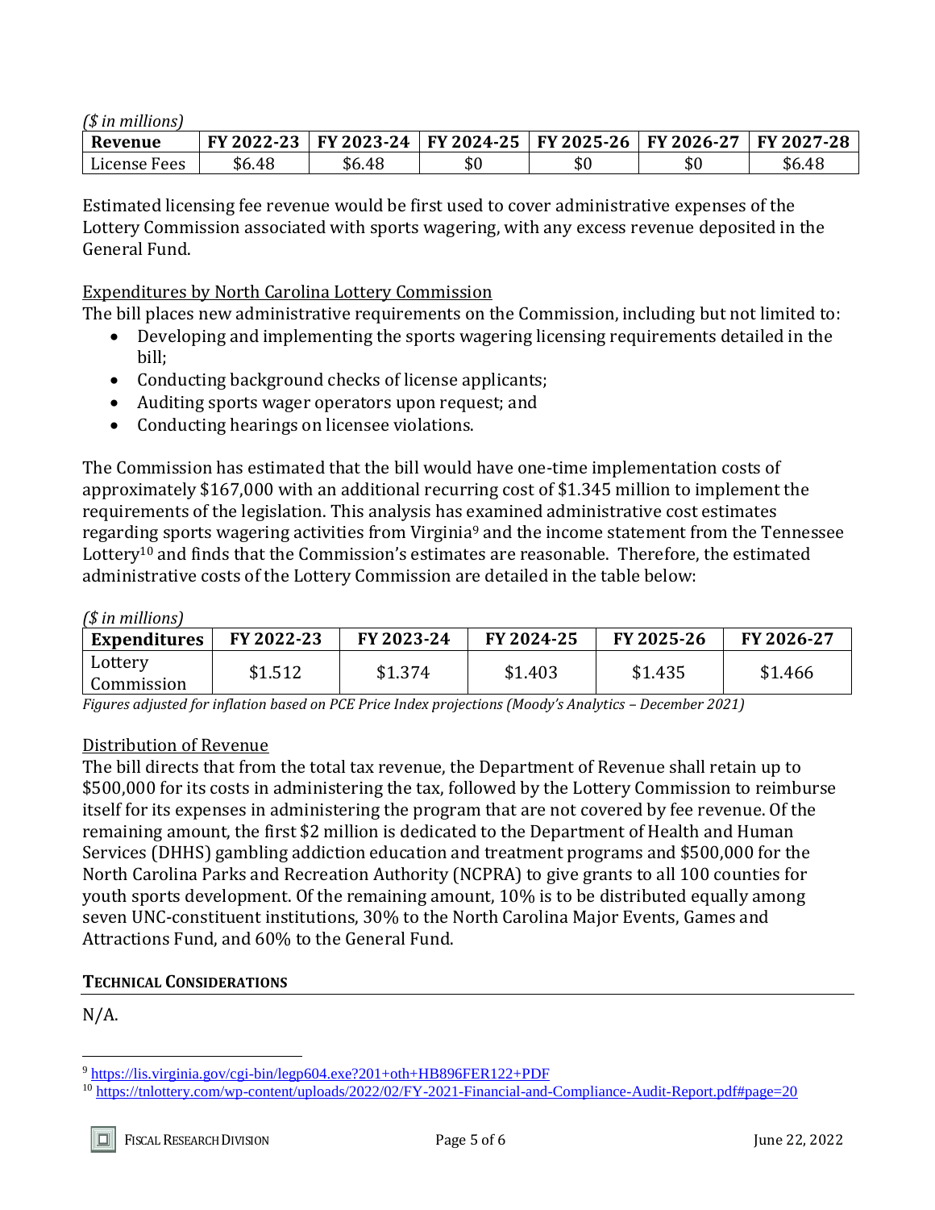*($ in millions)*

| Revenue | FY 2022-23 | FY 2023-24 | FY 2024-25 | FY 2025-26 | FY 2026-27 | FY 2027-28 |
|---|---|---|---|---|---|---|
| License Fees | $6.48 | $6.48 | $0 | $0 | $0 | $6.48 |

Estimated licensing fee revenue would be first used to cover administrative expenses of the Lottery Commission associated with sports wagering, with any excess revenue deposited in the General Fund.

<u>Expenditures by North Carolina Lottery Commission</u>

The bill places new administrative requirements on the Commission, including but not limited to:

- Developing and implementing the sports wagering licensing requirements detailed in the bill;
- Conducting background checks of license applicants;
- Auditing sports wager operators upon request; and
- Conducting hearings on licensee violations.

The Commission has estimated that the bill would have one-time implementation costs of approximately $167,000 with an additional recurring cost of $1.345 million to implement the requirements of the legislation. This analysis has examined administrative cost estimates regarding sports wagering activities from Virginia[9] and the income statement from the Tennessee Lottery[10] and finds that the Commission's estimates are reasonable. Therefore, the estimated administrative costs of the Lottery Commission are detailed in the table below:

*($ in millions)*

| Expenditures | FY 2022-23 | FY 2023-24 | FY 2024-25 | FY 2025-26 | FY 2026-27 |
|---|---|---|---|---|---|
| Lottery Commission | $1.512 | $1.374 | $1.403 | $1.435 | $1.466 |

*Figures adjusted for inflation based on PCE Price Index projections (Moody's Analytics – December 2021)*

<u>Distribution of Revenue</u>

The bill directs that from the total tax revenue, the Department of Revenue shall retain up to $500,000 for its costs in administering the tax, followed by the Lottery Commission to reimburse itself for its expenses in administering the program that are not covered by fee revenue. Of the remaining amount, the first $2 million is dedicated to the Department of Health and Human Services (DHHS) gambling addiction education and treatment programs and $500,000 for the North Carolina Parks and Recreation Authority (NCPRA) to give grants to all 100 counties for youth sports development. Of the remaining amount, 10% is to be distributed equally among seven UNC-constituent institutions, 30% to the North Carolina Major Events, Games and Attractions Fund, and 60% to the General Fund.

## TECHNICAL CONSIDERATIONS

N/A.

---

[9] https://lis.virginia.gov/cgi-bin/legp604.exe?201+oth+HB896FER122+PDF

[10] https://tnlottery.com/wp-content/uploads/2022/02/FY-2021-Financial-and-Compliance-Audit-Report.pdf#page=20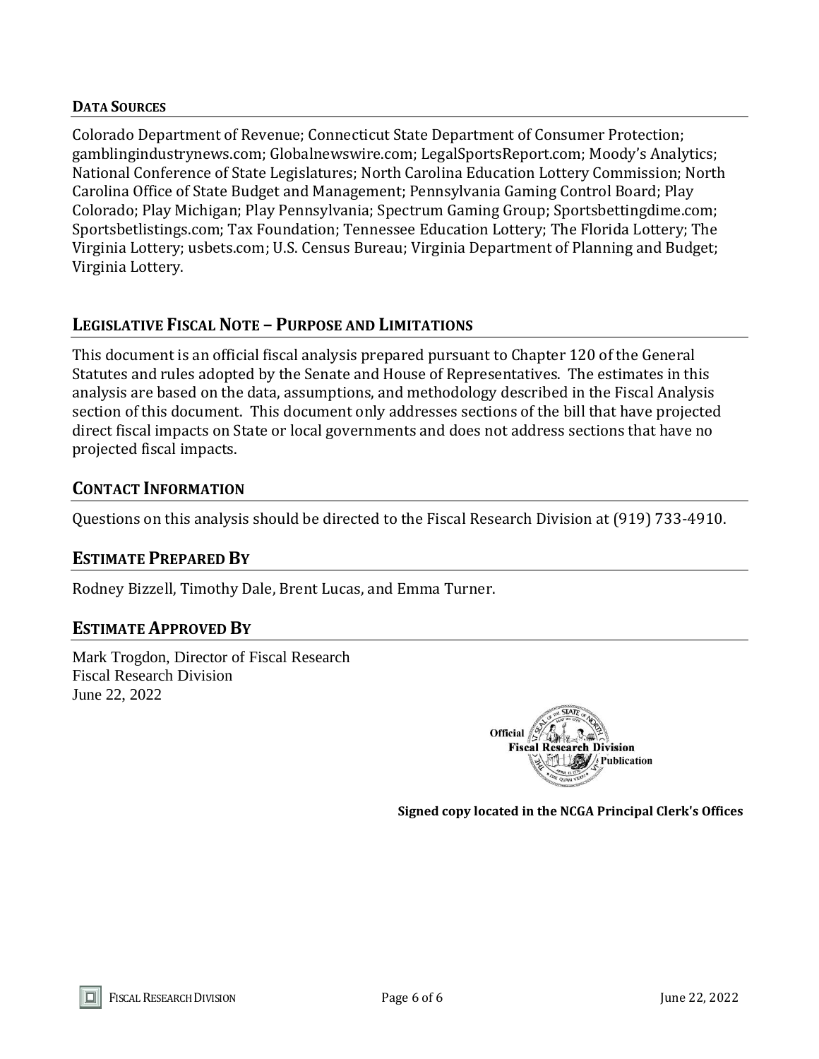### DATA SOURCES

Colorado Department of Revenue; Connecticut State Department of Consumer Protection; gamblingindustrynews.com; Globalnewswire.com; LegalSportsReport.com; Moody's Analytics; National Conference of State Legislatures; North Carolina Education Lottery Commission; North Carolina Office of State Budget and Management; Pennsylvania Gaming Control Board; Play Colorado; Play Michigan; Play Pennsylvania; Spectrum Gaming Group; Sportsbettingdime.com; Sportsbetlistings.com; Tax Foundation; Tennessee Education Lottery; The Florida Lottery; The Virginia Lottery; usbets.com; U.S. Census Bureau; Virginia Department of Planning and Budget; Virginia Lottery.

## LEGISLATIVE FISCAL NOTE – PURPOSE AND LIMITATIONS

This document is an official fiscal analysis prepared pursuant to Chapter 120 of the General Statutes and rules adopted by the Senate and House of Representatives. The estimates in this analysis are based on the data, assumptions, and methodology described in the Fiscal Analysis section of this document. This document only addresses sections of the bill that have projected direct fiscal impacts on State or local governments and does not address sections that have no projected fiscal impacts.

## CONTACT INFORMATION

Questions on this analysis should be directed to the Fiscal Research Division at (919) 733-4910.

## ESTIMATE PREPARED BY

Rodney Bizzell, Timothy Dale, Brent Lucas, and Emma Turner.

## ESTIMATE APPROVED BY

Mark Trogdon, Director of Fiscal Research
Fiscal Research Division
June 22, 2022

Official Fiscal Research Division Publication

**Signed copy located in the NCGA Principal Clerk's Offices**